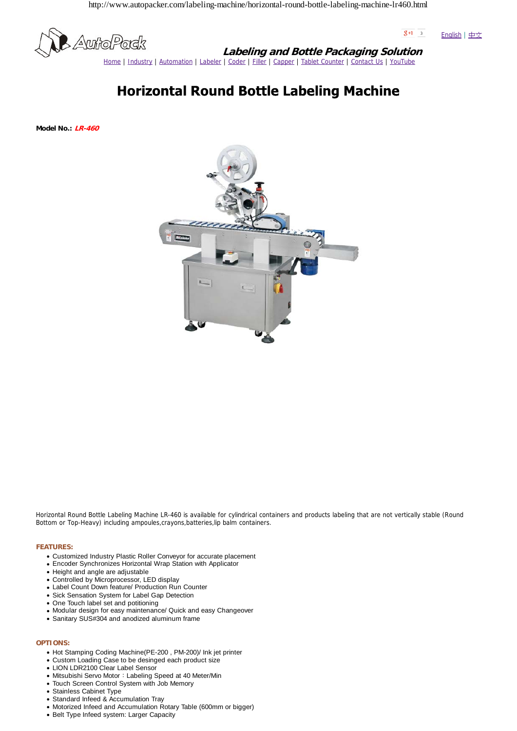http://www.autopacker.com/labeling-machine/horizontal-round-bottle-labeling-machine-lr460.html

AutoPack

English | 中文

**Labeling and Bottle Packaging Solution**

Home | Industry | Automation | Labeler | Coder | Filler | Capper | Tablet Counter | Contact Us | YouTube

# Horizontal Round Bottle Labeling Machine

**Model No.:** ***LR-460***

Horizontal Round Bottle Labeling Machine LR-460 is available for cylindrical containers and products labeling that are not vertically stable (Round Bottom or Top-Heavy) including ampoules,crayons,batteries,lip balm containers.

**FEATURES:**

- Customized Industry Plastic Roller Conveyor for accurate placement
- Encoder Synchronizes Horizontal Wrap Station with Applicator
- Height and angle are adjustable
- Controlled by Microprocessor, LED display
- Label Count Down feature/ Production Run Counter
- Sick Sensation System for Label Gap Detection
- One Touch label set and potitioning
- Modular design for easy maintenance/ Quick and easy Changeover
- Sanitary SUS#304 and anodized aluminum frame

**OPTIONS:**

- Hot Stamping Coding Machine(PE-200 , PM-200)/ Ink jet printer
- Custom Loading Case to be desinged each product size
- LION LDR2100 Clear Label Sensor
- Mitsubishi Servo Motor：Labeling Speed at 40 Meter/Min
- Touch Screen Control System with Job Memory
- Stainless Cabinet Type
- Standard Infeed & Accumulation Tray
- Motorized Infeed and Accumulation Rotary Table (600mm or bigger)
- Belt Type Infeed system: Larger Capacity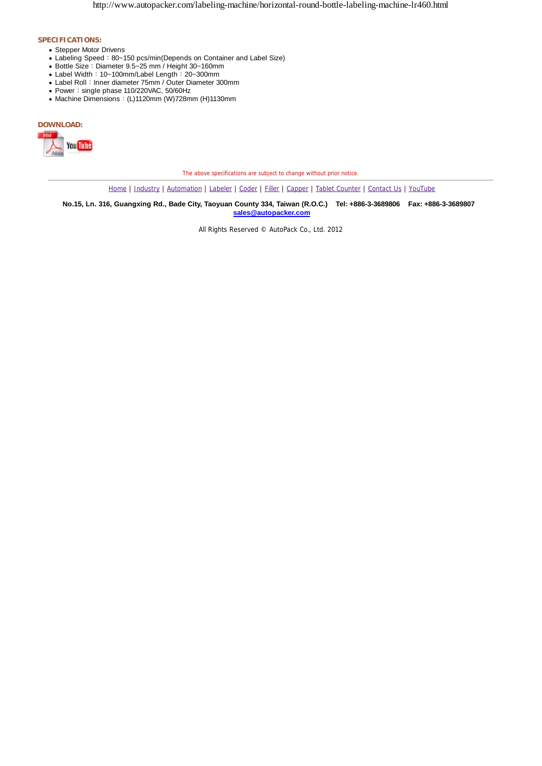## SPECIFICATIONS:

- Stepper Motor Drivens
- Labeling Speed：80~150 pcs/min(Depends on Container and Label Size)
- Bottle Size：Diameter 9.5~25 mm / Height 30~160mm
- Label Width：10~100mm/Label Length：20~300mm
- Label Roll：Inner diameter 75mm / Outer Diameter 300mm
- Power：single phase 110/220VAC, 50/60Hz
- Machine Dimensions：(L)1120mm (W)728mm (H)1130mm

## DOWNLOAD:

The above specifications are subject to change without prior notice.

---

Home | Industry | Automation | Labeler | Coder | Filler | Capper | Tablet Counter | Contact Us | YouTube

**No.15, Ln. 316, Guangxing Rd., Bade City, Taoyuan County 334, Taiwan (R.O.C.)    Tel: +886-3-3689806    Fax: +886-3-3689807**
**sales@autopacker.com**

All Rights Reserved © AutoPack Co., Ltd. 2012